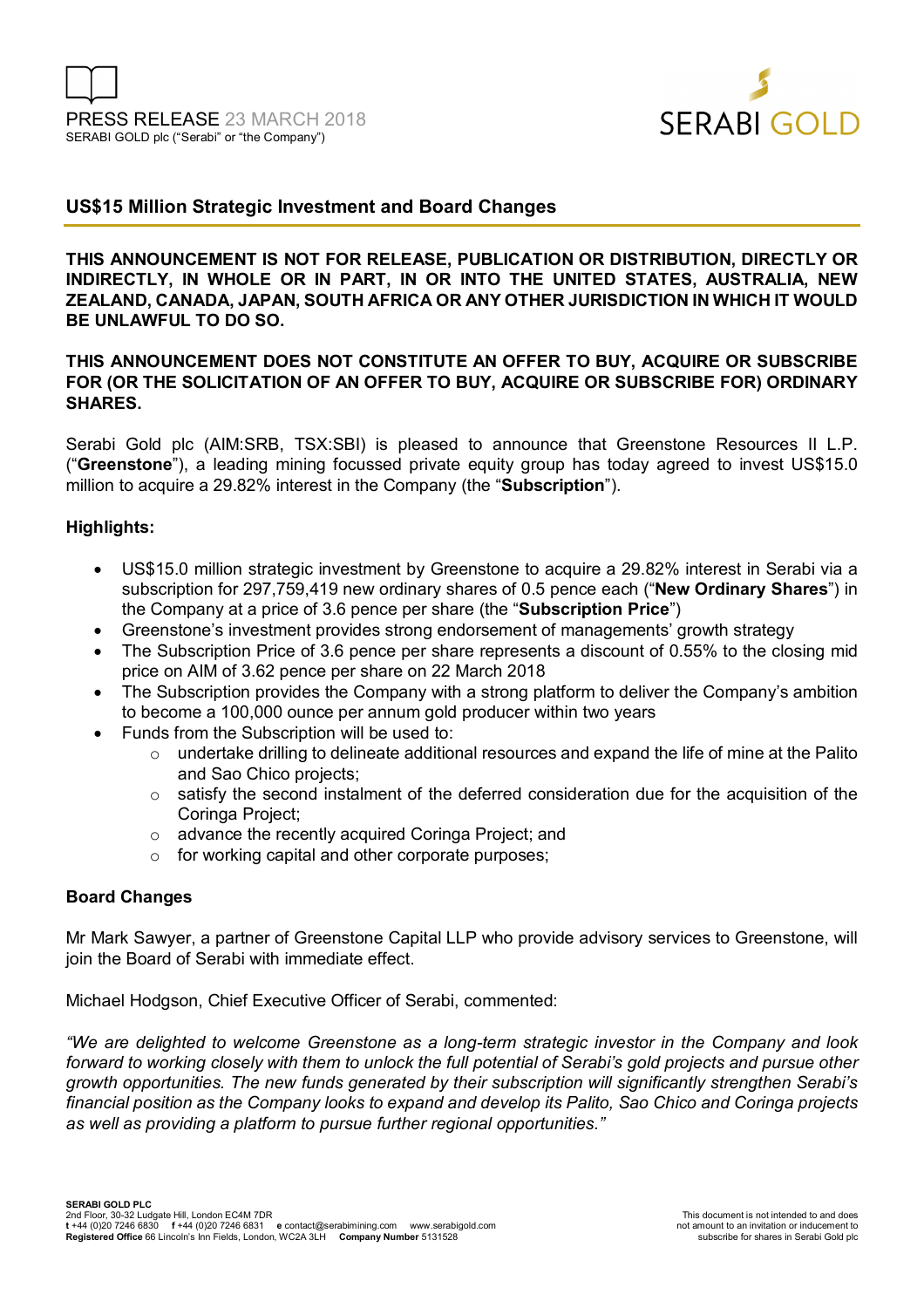PRESS RELEASE 23 MARCH 2018
SERABI GOLD plc ("Serabi" or "the Company")

## US$15 Million Strategic Investment and Board Changes

**THIS ANNOUNCEMENT IS NOT FOR RELEASE, PUBLICATION OR DISTRIBUTION, DIRECTLY OR INDIRECTLY, IN WHOLE OR IN PART, IN OR INTO THE UNITED STATES, AUSTRALIA, NEW ZEALAND, CANADA, JAPAN, SOUTH AFRICA OR ANY OTHER JURISDICTION IN WHICH IT WOULD BE UNLAWFUL TO DO SO.**

**THIS ANNOUNCEMENT DOES NOT CONSTITUTE AN OFFER TO BUY, ACQUIRE OR SUBSCRIBE FOR (OR THE SOLICITATION OF AN OFFER TO BUY, ACQUIRE OR SUBSCRIBE FOR) ORDINARY SHARES.**

Serabi Gold plc (AIM:SRB, TSX:SBI) is pleased to announce that Greenstone Resources II L.P. ("**Greenstone**"), a leading mining focussed private equity group has today agreed to invest US$15.0 million to acquire a 29.82% interest in the Company (the "**Subscription**").

**Highlights:**

- US$15.0 million strategic investment by Greenstone to acquire a 29.82% interest in Serabi via a subscription for 297,759,419 new ordinary shares of 0.5 pence each ("**New Ordinary Shares**") in the Company at a price of 3.6 pence per share (the "**Subscription Price**")
- Greenstone's investment provides strong endorsement of managements' growth strategy
- The Subscription Price of 3.6 pence per share represents a discount of 0.55% to the closing mid price on AIM of 3.62 pence per share on 22 March 2018
- The Subscription provides the Company with a strong platform to deliver the Company's ambition to become a 100,000 ounce per annum gold producer within two years
- Funds from the Subscription will be used to:
    - undertake drilling to delineate additional resources and expand the life of mine at the Palito and Sao Chico projects;
    - satisfy the second instalment of the deferred consideration due for the acquisition of the Coringa Project;
    - advance the recently acquired Coringa Project; and
    - for working capital and other corporate purposes;

**Board Changes**

Mr Mark Sawyer, a partner of Greenstone Capital LLP who provide advisory services to Greenstone, will join the Board of Serabi with immediate effect.

Michael Hodgson, Chief Executive Officer of Serabi, commented:

*"We are delighted to welcome Greenstone as a long-term strategic investor in the Company and look forward to working closely with them to unlock the full potential of Serabi's gold projects and pursue other growth opportunities. The new funds generated by their subscription will significantly strengthen Serabi's financial position as the Company looks to expand and develop its Palito, Sao Chico and Coringa projects as well as providing a platform to pursue further regional opportunities."*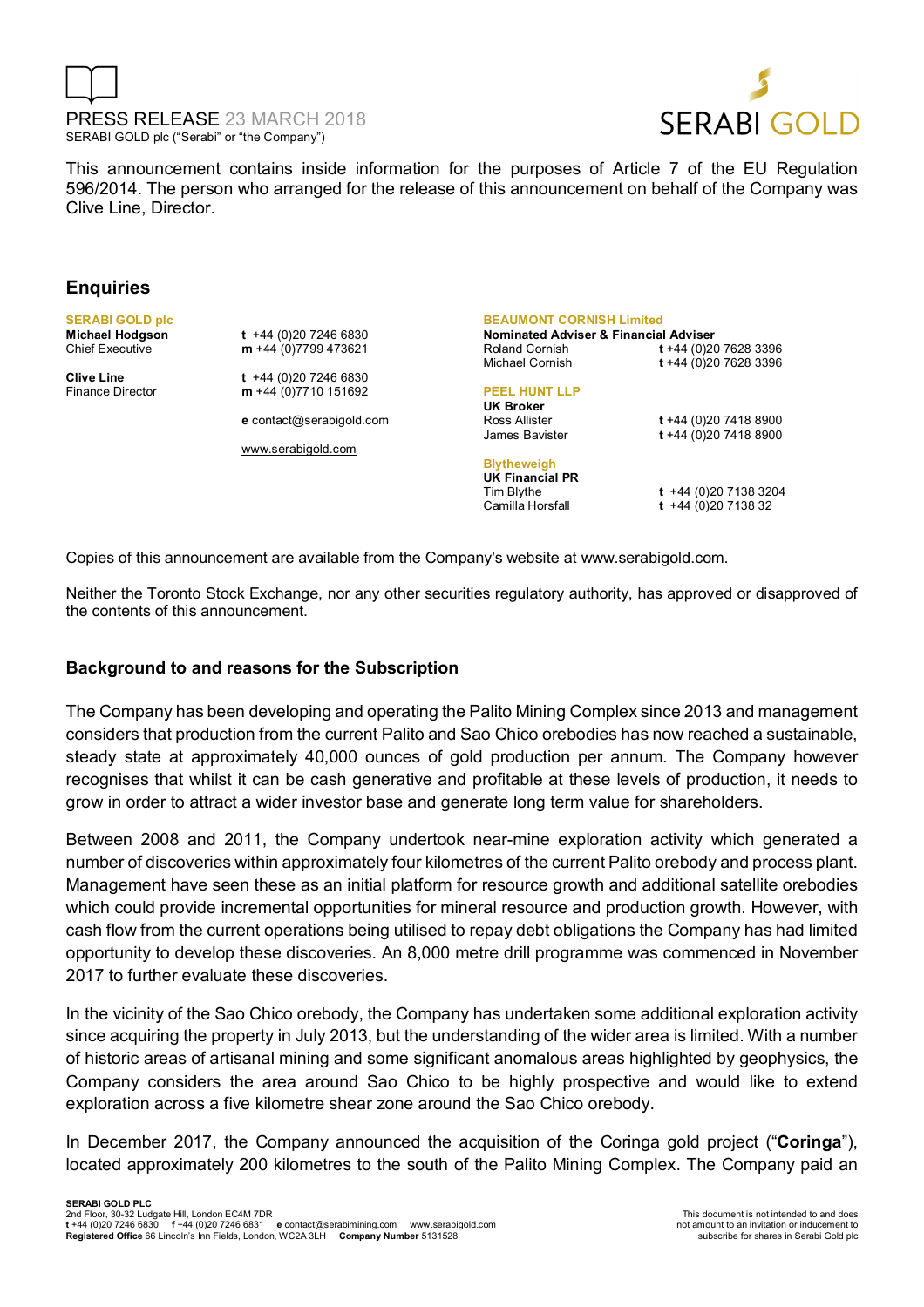PRESS RELEASE 23 MARCH 2018

SERABI GOLD plc ("Serabi" or "the Company")

This announcement contains inside information for the purposes of Article 7 of the EU Regulation 596/2014. The person who arranged for the release of this announcement on behalf of the Company was Clive Line, Director.

## Enquiries

| | | | |
|---|---|---|---|
| **SERABI GOLD plc** | | **BEAUMONT CORNISH Limited** | |
| **Michael Hodgson** Chief Executive | **t** +44 (0)20 7246 6830 **m** +44 (0)7799 473621 | **Nominated Adviser & Financial Adviser** | |
| | | Roland Cornish | **t** +44 (0)20 7628 3396 |
| | | Michael Cornish | **t** +44 (0)20 7628 3396 |
| **Clive Line** Finance Director | **t** +44 (0)20 7246 6830 **m** +44 (0)7710 151692 | **PEEL HUNT LLP** | |
| | **e** contact@serabigold.com | **UK Broker** | |
| | | Ross Allister | **t** +44 (0)20 7418 8900 |
| | www.serabigold.com | James Bavister | **t** +44 (0)20 7418 8900 |
| | | **Blytheweigh** | |
| | | **UK Financial PR** | |
| | | Tim Blythe | **t** +44 (0)20 7138 3204 |
| | | Camilla Horsfall | **t** +44 (0)20 7138 32 |

Copies of this announcement are available from the Company's website at www.serabigold.com.

Neither the Toronto Stock Exchange, nor any other securities regulatory authority, has approved or disapproved of the contents of this announcement.

### Background to and reasons for the Subscription

The Company has been developing and operating the Palito Mining Complex since 2013 and management considers that production from the current Palito and Sao Chico orebodies has now reached a sustainable, steady state at approximately 40,000 ounces of gold production per annum. The Company however recognises that whilst it can be cash generative and profitable at these levels of production, it needs to grow in order to attract a wider investor base and generate long term value for shareholders.

Between 2008 and 2011, the Company undertook near-mine exploration activity which generated a number of discoveries within approximately four kilometres of the current Palito orebody and process plant. Management have seen these as an initial platform for resource growth and additional satellite orebodies which could provide incremental opportunities for mineral resource and production growth. However, with cash flow from the current operations being utilised to repay debt obligations the Company has had limited opportunity to develop these discoveries. An 8,000 metre drill programme was commenced in November 2017 to further evaluate these discoveries.

In the vicinity of the Sao Chico orebody, the Company has undertaken some additional exploration activity since acquiring the property in July 2013, but the understanding of the wider area is limited. With a number of historic areas of artisanal mining and some significant anomalous areas highlighted by geophysics, the Company considers the area around Sao Chico to be highly prospective and would like to extend exploration across a five kilometre shear zone around the Sao Chico orebody.

In December 2017, the Company announced the acquisition of the Coringa gold project ("**Coringa**"), located approximately 200 kilometres to the south of the Palito Mining Complex. The Company paid an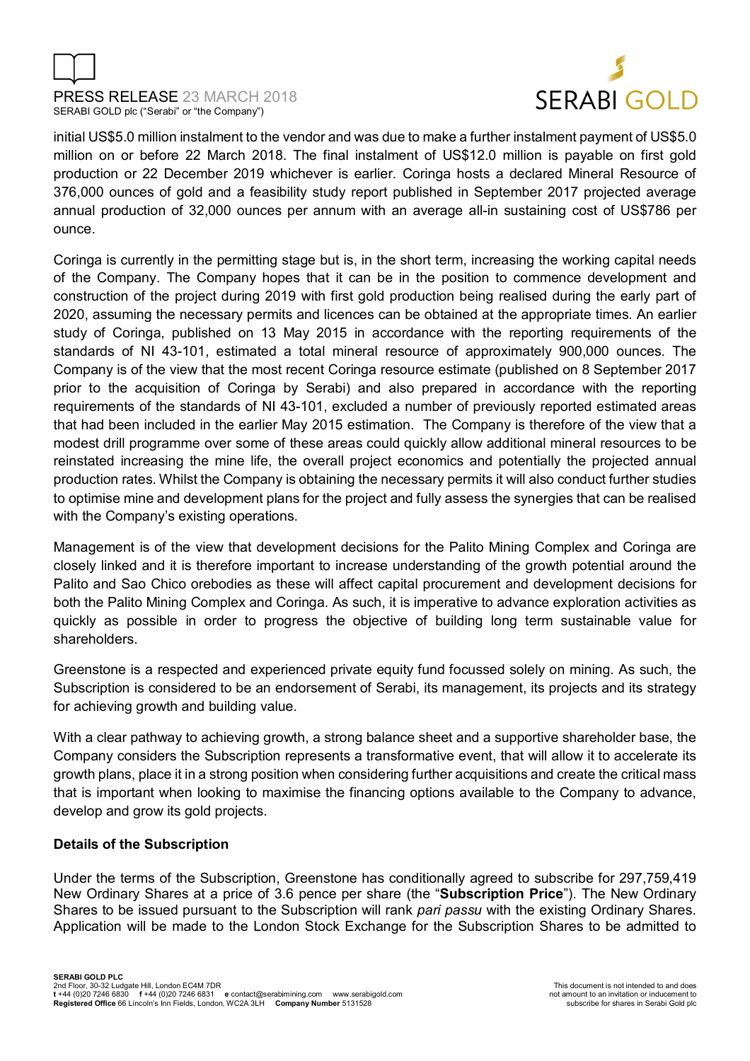initial US$5.0 million instalment to the vendor and was due to make a further instalment payment of US$5.0 million on or before 22 March 2018. The final instalment of US$12.0 million is payable on first gold production or 22 December 2019 whichever is earlier. Coringa hosts a declared Mineral Resource of 376,000 ounces of gold and a feasibility study report published in September 2017 projected average annual production of 32,000 ounces per annum with an average all-in sustaining cost of US$786 per ounce.

Coringa is currently in the permitting stage but is, in the short term, increasing the working capital needs of the Company. The Company hopes that it can be in the position to commence development and construction of the project during 2019 with first gold production being realised during the early part of 2020, assuming the necessary permits and licences can be obtained at the appropriate times. An earlier study of Coringa, published on 13 May 2015 in accordance with the reporting requirements of the standards of NI 43-101, estimated a total mineral resource of approximately 900,000 ounces. The Company is of the view that the most recent Coringa resource estimate (published on 8 September 2017 prior to the acquisition of Coringa by Serabi) and also prepared in accordance with the reporting requirements of the standards of NI 43-101, excluded a number of previously reported estimated areas that had been included in the earlier May 2015 estimation. The Company is therefore of the view that a modest drill programme over some of these areas could quickly allow additional mineral resources to be reinstated increasing the mine life, the overall project economics and potentially the projected annual production rates. Whilst the Company is obtaining the necessary permits it will also conduct further studies to optimise mine and development plans for the project and fully assess the synergies that can be realised with the Company's existing operations.

Management is of the view that development decisions for the Palito Mining Complex and Coringa are closely linked and it is therefore important to increase understanding of the growth potential around the Palito and Sao Chico orebodies as these will affect capital procurement and development decisions for both the Palito Mining Complex and Coringa. As such, it is imperative to advance exploration activities as quickly as possible in order to progress the objective of building long term sustainable value for shareholders.

Greenstone is a respected and experienced private equity fund focussed solely on mining. As such, the Subscription is considered to be an endorsement of Serabi, its management, its projects and its strategy for achieving growth and building value.

With a clear pathway to achieving growth, a strong balance sheet and a supportive shareholder base, the Company considers the Subscription represents a transformative event, that will allow it to accelerate its growth plans, place it in a strong position when considering further acquisitions and create the critical mass that is important when looking to maximise the financing options available to the Company to advance, develop and grow its gold projects.

**Details of the Subscription**

Under the terms of the Subscription, Greenstone has conditionally agreed to subscribe for 297,759,419 New Ordinary Shares at a price of 3.6 pence per share (the "**Subscription Price**"). The New Ordinary Shares to be issued pursuant to the Subscription will rank *pari passu* with the existing Ordinary Shares. Application will be made to the London Stock Exchange for the Subscription Shares to be admitted to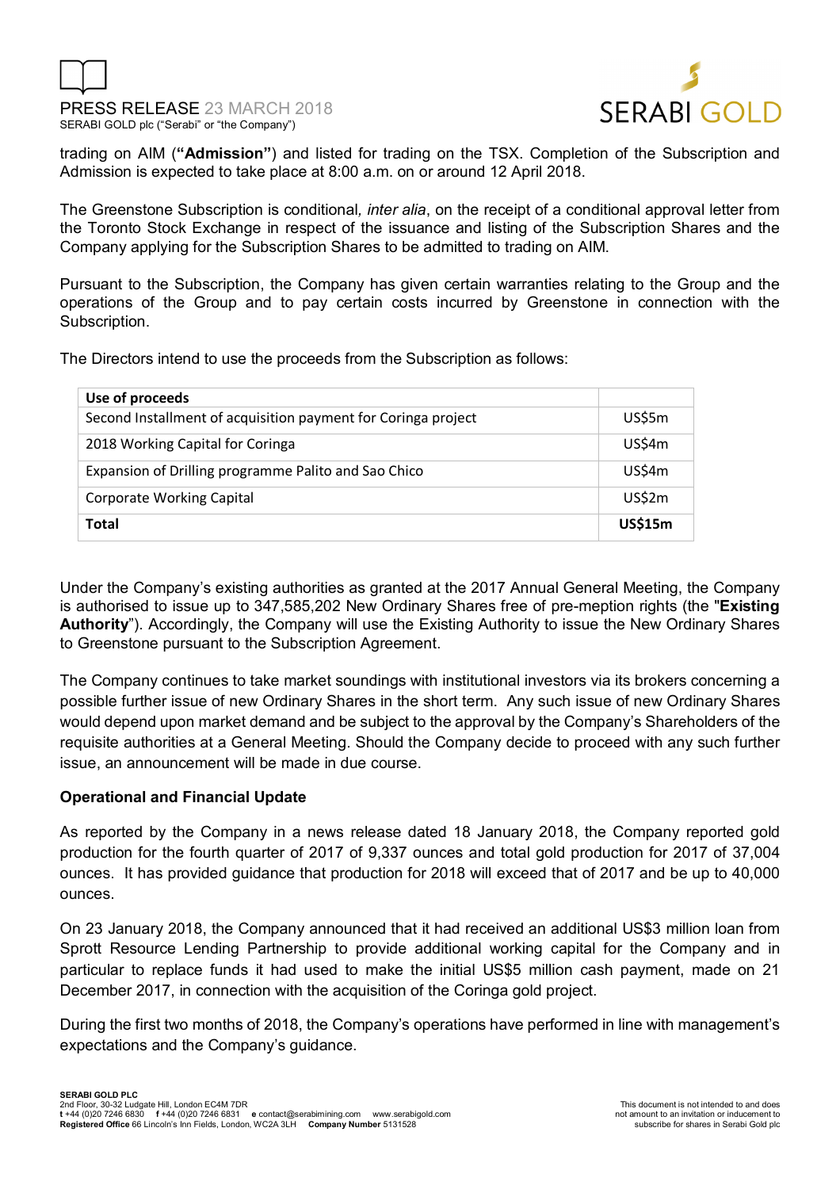trading on AIM (**"Admission"**) and listed for trading on the TSX. Completion of the Subscription and Admission is expected to take place at 8:00 a.m. on or around 12 April 2018.

The Greenstone Subscription is conditional*, inter alia*, on the receipt of a conditional approval letter from the Toronto Stock Exchange in respect of the issuance and listing of the Subscription Shares and the Company applying for the Subscription Shares to be admitted to trading on AIM.

Pursuant to the Subscription, the Company has given certain warranties relating to the Group and the operations of the Group and to pay certain costs incurred by Greenstone in connection with the Subscription.

The Directors intend to use the proceeds from the Subscription as follows:

| **Use of proceeds** | |
|---|---|
| Second Installment of acquisition payment for Coringa project | US$5m |
| 2018 Working Capital for Coringa | US$4m |
| Expansion of Drilling programme Palito and Sao Chico | US$4m |
| Corporate Working Capital | US$2m |
| **Total** | **US$15m** |

Under the Company's existing authorities as granted at the 2017 Annual General Meeting, the Company is authorised to issue up to 347,585,202 New Ordinary Shares free of pre-mption rights (the "**Existing Authority**"). Accordingly, the Company will use the Existing Authority to issue the New Ordinary Shares to Greenstone pursuant to the Subscription Agreement.

The Company continues to take market soundings with institutional investors via its brokers concerning a possible further issue of new Ordinary Shares in the short term. Any such issue of new Ordinary Shares would depend upon market demand and be subject to the approval by the Company's Shareholders of the requisite authorities at a General Meeting. Should the Company decide to proceed with any such further issue, an announcement will be made in due course.

**Operational and Financial Update**

As reported by the Company in a news release dated 18 January 2018, the Company reported gold production for the fourth quarter of 2017 of 9,337 ounces and total gold production for 2017 of 37,004 ounces. It has provided guidance that production for 2018 will exceed that of 2017 and be up to 40,000 ounces.

On 23 January 2018, the Company announced that it had received an additional US$3 million loan from Sprott Resource Lending Partnership to provide additional working capital for the Company and in particular to replace funds it had used to make the initial US$5 million cash payment, made on 21 December 2017, in connection with the acquisition of the Coringa gold project.

During the first two months of 2018, the Company's operations have performed in line with management's expectations and the Company's guidance.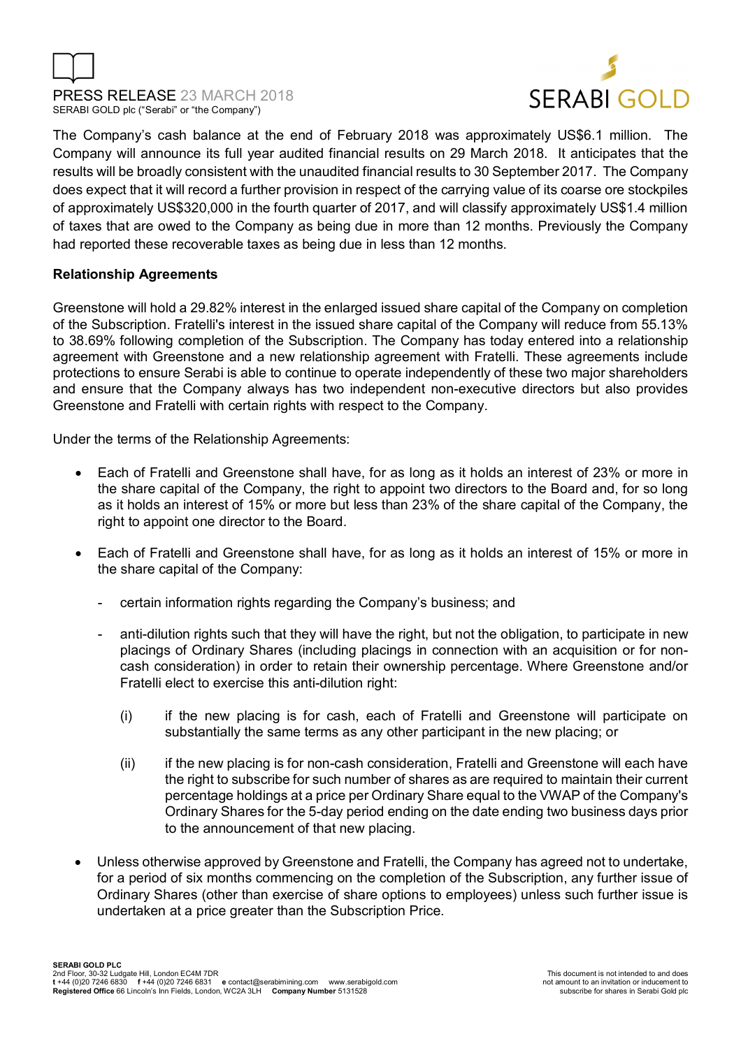The Company's cash balance at the end of February 2018 was approximately US$6.1 million. The Company will announce its full year audited financial results on 29 March 2018. It anticipates that the results will be broadly consistent with the unaudited financial results to 30 September 2017. The Company does expect that it will record a further provision in respect of the carrying value of its coarse ore stockpiles of approximately US$320,000 in the fourth quarter of 2017, and will classify approximately US$1.4 million of taxes that are owed to the Company as being due in more than 12 months. Previously the Company had reported these recoverable taxes as being due in less than 12 months.

**Relationship Agreements**

Greenstone will hold a 29.82% interest in the enlarged issued share capital of the Company on completion of the Subscription. Fratelli's interest in the issued share capital of the Company will reduce from 55.13% to 38.69% following completion of the Subscription. The Company has today entered into a relationship agreement with Greenstone and a new relationship agreement with Fratelli. These agreements include protections to ensure Serabi is able to continue to operate independently of these two major shareholders and ensure that the Company always has two independent non-executive directors but also provides Greenstone and Fratelli with certain rights with respect to the Company.

Under the terms of the Relationship Agreements:

- Each of Fratelli and Greenstone shall have, for as long as it holds an interest of 23% or more in the share capital of the Company, the right to appoint two directors to the Board and, for so long as it holds an interest of 15% or more but less than 23% of the share capital of the Company, the right to appoint one director to the Board.
- Each of Fratelli and Greenstone shall have, for as long as it holds an interest of 15% or more in the share capital of the Company:
  - certain information rights regarding the Company's business; and
  - anti-dilution rights such that they will have the right, but not the obligation, to participate in new placings of Ordinary Shares (including placings in connection with an acquisition or for non-cash consideration) in order to retain their ownership percentage. Where Greenstone and/or Fratelli elect to exercise this anti-dilution right:
    - (i) if the new placing is for cash, each of Fratelli and Greenstone will participate on substantially the same terms as any other participant in the new placing; or
    - (ii) if the new placing is for non-cash consideration, Fratelli and Greenstone will each have the right to subscribe for such number of shares as are required to maintain their current percentage holdings at a price per Ordinary Share equal to the VWAP of the Company's Ordinary Shares for the 5-day period ending on the date ending two business days prior to the announcement of that new placing.
- Unless otherwise approved by Greenstone and Fratelli, the Company has agreed not to undertake, for a period of six months commencing on the completion of the Subscription, any further issue of Ordinary Shares (other than exercise of share options to employees) unless such further issue is undertaken at a price greater than the Subscription Price.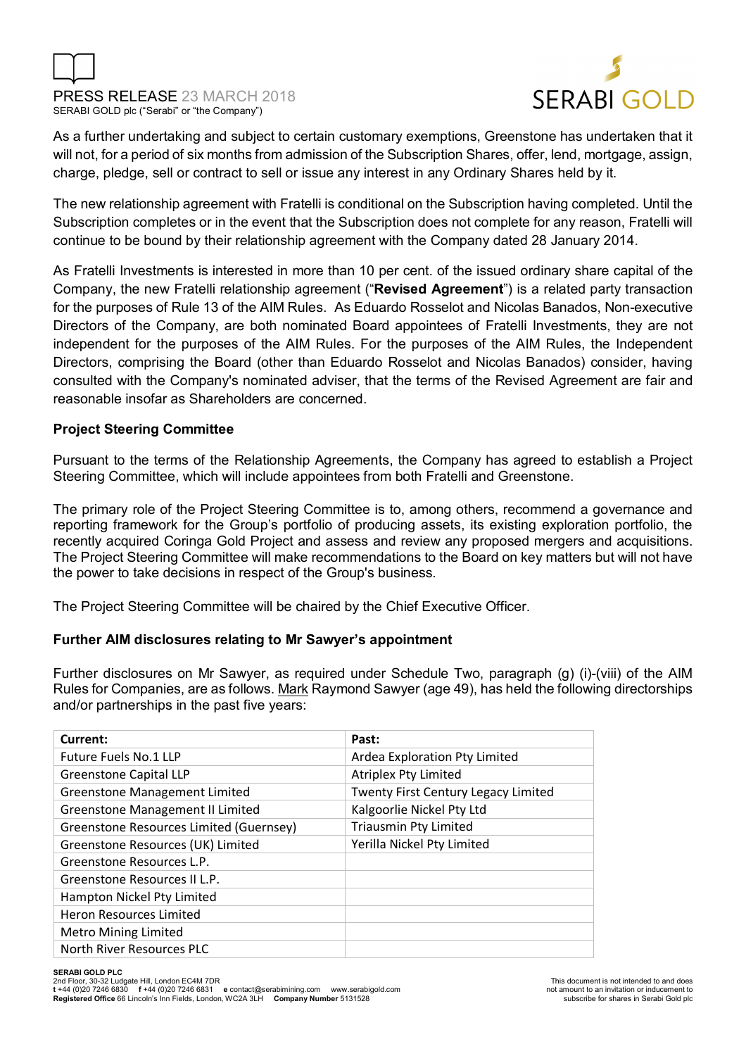As a further undertaking and subject to certain customary exemptions, Greenstone has undertaken that it will not, for a period of six months from admission of the Subscription Shares, offer, lend, mortgage, assign, charge, pledge, sell or contract to sell or issue any interest in any Ordinary Shares held by it.

The new relationship agreement with Fratelli is conditional on the Subscription having completed. Until the Subscription completes or in the event that the Subscription does not complete for any reason, Fratelli will continue to be bound by their relationship agreement with the Company dated 28 January 2014.

As Fratelli Investments is interested in more than 10 per cent. of the issued ordinary share capital of the Company, the new Fratelli relationship agreement ("**Revised Agreement**") is a related party transaction for the purposes of Rule 13 of the AIM Rules. As Eduardo Rosselot and Nicolas Banados, Non-executive Directors of the Company, are both nominated Board appointees of Fratelli Investments, they are not independent for the purposes of the AIM Rules. For the purposes of the AIM Rules, the Independent Directors, comprising the Board (other than Eduardo Rosselot and Nicolas Banados) consider, having consulted with the Company's nominated adviser, that the terms of the Revised Agreement are fair and reasonable insofar as Shareholders are concerned.

**Project Steering Committee**

Pursuant to the terms of the Relationship Agreements, the Company has agreed to establish a Project Steering Committee, which will include appointees from both Fratelli and Greenstone.

The primary role of the Project Steering Committee is to, among others, recommend a governance and reporting framework for the Group's portfolio of producing assets, its existing exploration portfolio, the recently acquired Coringa Gold Project and assess and review any proposed mergers and acquisitions. The Project Steering Committee will make recommendations to the Board on key matters but will not have the power to take decisions in respect of the Group's business.

The Project Steering Committee will be chaired by the Chief Executive Officer.

**Further AIM disclosures relating to Mr Sawyer's appointment**

Further disclosures on Mr Sawyer, as required under Schedule Two, paragraph (g) (i)-(viii) of the AIM Rules for Companies, are as follows. Mark Raymond Sawyer (age 49), has held the following directorships and/or partnerships in the past five years:

| **Current:** | **Past:** |
|---|---|
| Future Fuels No.1 LLP | Ardea Exploration Pty Limited |
| Greenstone Capital LLP | Atriplex Pty Limited |
| Greenstone Management Limited | Twenty First Century Legacy Limited |
| Greenstone Management II Limited | Kalgoorlie Nickel Pty Ltd |
| Greenstone Resources Limited (Guernsey) | Triausmin Pty Limited |
| Greenstone Resources (UK) Limited | Yerilla Nickel Pty Limited |
| Greenstone Resources L.P. | |
| Greenstone Resources II L.P. | |
| Hampton Nickel Pty Limited | |
| Heron Resources Limited | |
| Metro Mining Limited | |
| North River Resources PLC | |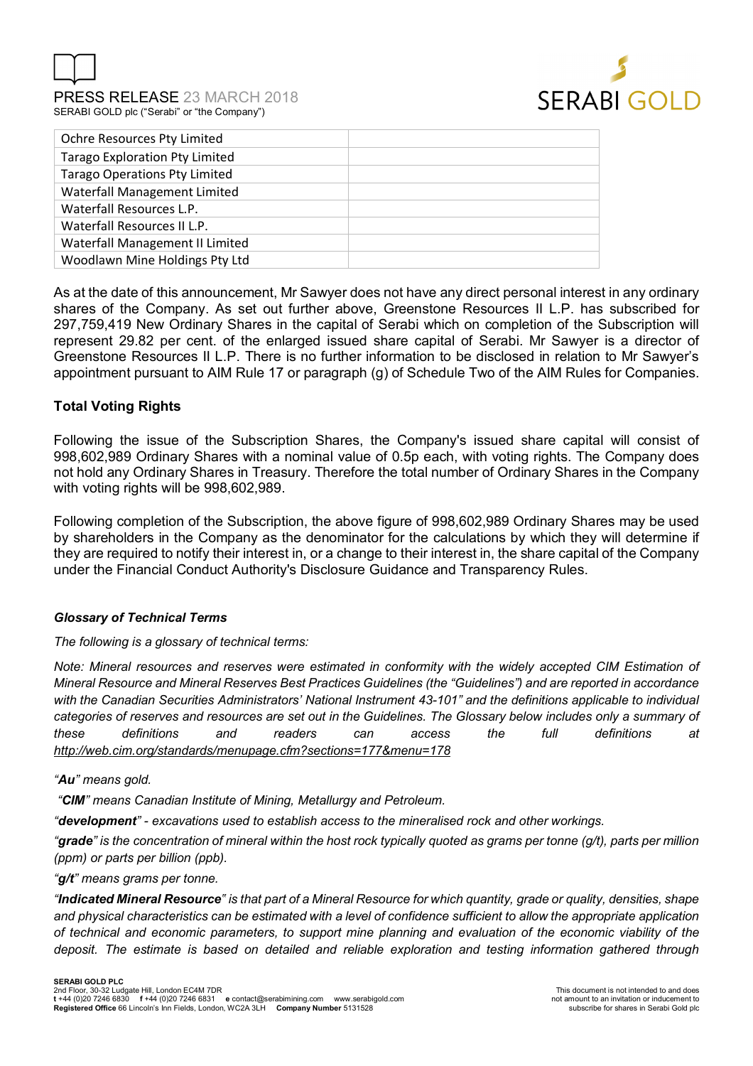| Ochre Resources Pty Limited | |
|---|---|
| Tarago Exploration Pty Limited | |
| Tarago Operations Pty Limited | |
| Waterfall Management Limited | |
| Waterfall Resources L.P. | |
| Waterfall Resources II L.P. | |
| Waterfall Management II Limited | |
| Woodlawn Mine Holdings Pty Ltd | |

As at the date of this announcement, Mr Sawyer does not have any direct personal interest in any ordinary shares of the Company. As set out further above, Greenstone Resources II L.P. has subscribed for 297,759,419 New Ordinary Shares in the capital of Serabi which on completion of the Subscription will represent 29.82 per cent. of the enlarged issued share capital of Serabi. Mr Sawyer is a director of Greenstone Resources II L.P. There is no further information to be disclosed in relation to Mr Sawyer's appointment pursuant to AIM Rule 17 or paragraph (g) of Schedule Two of the AIM Rules for Companies.

**Total Voting Rights**

Following the issue of the Subscription Shares, the Company's issued share capital will consist of 998,602,989 Ordinary Shares with a nominal value of 0.5p each, with voting rights. The Company does not hold any Ordinary Shares in Treasury. Therefore the total number of Ordinary Shares in the Company with voting rights will be 998,602,989.

Following completion of the Subscription, the above figure of 998,602,989 Ordinary Shares may be used by shareholders in the Company as the denominator for the calculations by which they will determine if they are required to notify their interest in, or a change to their interest in, the share capital of the Company under the Financial Conduct Authority's Disclosure Guidance and Transparency Rules.

***Glossary of Technical Terms***

*The following is a glossary of technical terms:*

*Note: Mineral resources and reserves were estimated in conformity with the widely accepted CIM Estimation of Mineral Resource and Mineral Reserves Best Practices Guidelines (the "Guidelines") and are reported in accordance with the Canadian Securities Administrators' National Instrument 43-101" and the definitions applicable to individual categories of reserves and resources are set out in the Guidelines. The Glossary below includes only a summary of these definitions and readers can access the full definitions at http://web.cim.org/standards/menupage.cfm?sections=177&menu=178*

*"**Au**" means gold.*

*"**CIM**" means Canadian Institute of Mining, Metallurgy and Petroleum.*

*"**development**" - excavations used to establish access to the mineralised rock and other workings.*

*"**grade**" is the concentration of mineral within the host rock typically quoted as grams per tonne (g/t), parts per million (ppm) or parts per billion (ppb).*

*"**g/t**" means grams per tonne.*

*"**Indicated Mineral Resource**" is that part of a Mineral Resource for which quantity, grade or quality, densities, shape and physical characteristics can be estimated with a level of confidence sufficient to allow the appropriate application of technical and economic parameters, to support mine planning and evaluation of the economic viability of the deposit. The estimate is based on detailed and reliable exploration and testing information gathered through*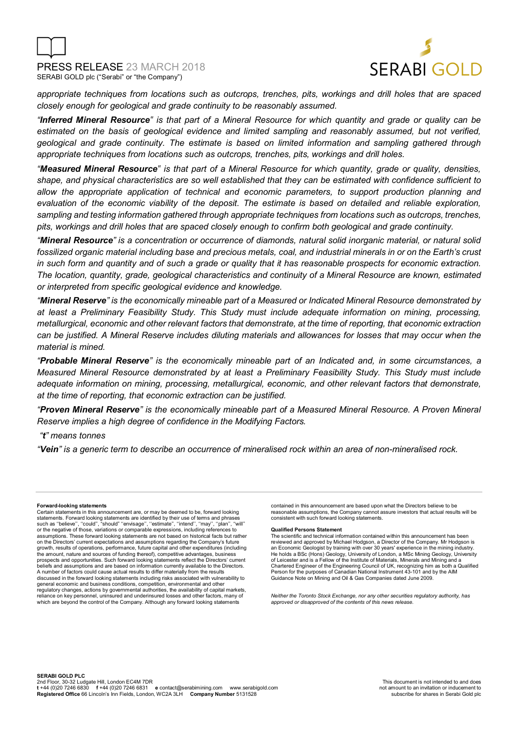*appropriate techniques from locations such as outcrops, trenches, pits, workings and drill holes that are spaced closely enough for geological and grade continuity to be reasonably assumed.*

*"**Inferred Mineral Resource**" is that part of a Mineral Resource for which quantity and grade or quality can be estimated on the basis of geological evidence and limited sampling and reasonably assumed, but not verified, geological and grade continuity. The estimate is based on limited information and sampling gathered through appropriate techniques from locations such as outcrops, trenches, pits, workings and drill holes.*

*"**Measured Mineral Resource**" is that part of a Mineral Resource for which quantity, grade or quality, densities, shape, and physical characteristics are so well established that they can be estimated with confidence sufficient to allow the appropriate application of technical and economic parameters, to support production planning and evaluation of the economic viability of the deposit. The estimate is based on detailed and reliable exploration, sampling and testing information gathered through appropriate techniques from locations such as outcrops, trenches, pits, workings and drill holes that are spaced closely enough to confirm both geological and grade continuity.*

*"**Mineral Resource**" is a concentration or occurrence of diamonds, natural solid inorganic material, or natural solid fossilized organic material including base and precious metals, coal, and industrial minerals in or on the Earth's crust in such form and quantity and of such a grade or quality that it has reasonable prospects for economic extraction. The location, quantity, grade, geological characteristics and continuity of a Mineral Resource are known, estimated or interpreted from specific geological evidence and knowledge.*

*"**Mineral Reserve**" is the economically mineable part of a Measured or Indicated Mineral Resource demonstrated by at least a Preliminary Feasibility Study. This Study must include adequate information on mining, processing, metallurgical, economic and other relevant factors that demonstrate, at the time of reporting, that economic extraction can be justified. A Mineral Reserve includes diluting materials and allowances for losses that may occur when the material is mined.*

*"**Probable Mineral Reserve**" is the economically mineable part of an Indicated and, in some circumstances, a Measured Mineral Resource demonstrated by at least a Preliminary Feasibility Study. This Study must include adequate information on mining, processing, metallurgical, economic, and other relevant factors that demonstrate, at the time of reporting, that economic extraction can be justified.*

*"**Proven Mineral Reserve**" is the economically mineable part of a Measured Mineral Resource. A Proven Mineral Reserve implies a high degree of confidence in the Modifying Factors.*

*"**t**" means tonnes*

*"**Vein**" is a generic term to describe an occurrence of mineralised rock within an area of non-mineralised rock.*

---

**Forward-looking statements**

Certain statements in this announcement are, or may be deemed to be, forward looking statements. Forward looking statements are identified by their use of terms and phrases such as ''believe'', ''could'', "should" ''envisage'', ''estimate'', ''intend'', ''may'', ''plan'', ''will'' or the negative of those, variations or comparable expressions, including references to assumptions. These forward looking statements are not based on historical facts but rather on the Directors' current expectations and assumptions regarding the Company's future growth, results of operations, performance, future capital and other expenditures (including the amount, nature and sources of funding thereof), competitive advantages, business prospects and opportunities. Such forward looking statements reflect the Directors' current beliefs and assumptions and are based on information currently available to the Directors. A number of factors could cause actual results to differ materially from the results discussed in the forward looking statements including risks associated with vulnerability to general economic and business conditions, competition, environmental and other regulatory changes, actions by governmental authorities, the availability of capital markets, reliance on key personnel, uninsured and underinsured losses and other factors, many of which are beyond the control of the Company. Although any forward looking statements contained in this announcement are based upon what the Directors believe to be reasonable assumptions, the Company cannot assure investors that actual results will be consistent with such forward looking statements.

**Qualified Persons Statement**

The scientific and technical information contained within this announcement has been reviewed and approved by Michael Hodgson, a Director of the Company. Mr Hodgson is an Economic Geologist by training with over 30 years' experience in the mining industry. He holds a BSc (Hons) Geology, University of London, a MSc Mining Geology, University of Leicester and is a Fellow of the Institute of Materials, Minerals and Mining and a Chartered Engineer of the Engineering Council of UK, recognizing him as both a Qualified Person for the purposes of Canadian National Instrument 43-101 and by the AIM Guidance Note on Mining and Oil & Gas Companies dated June 2009.

*Neither the Toronto Stock Exchange, nor any other securities regulatory authority, has approved or disapproved of the contents of this news release.*